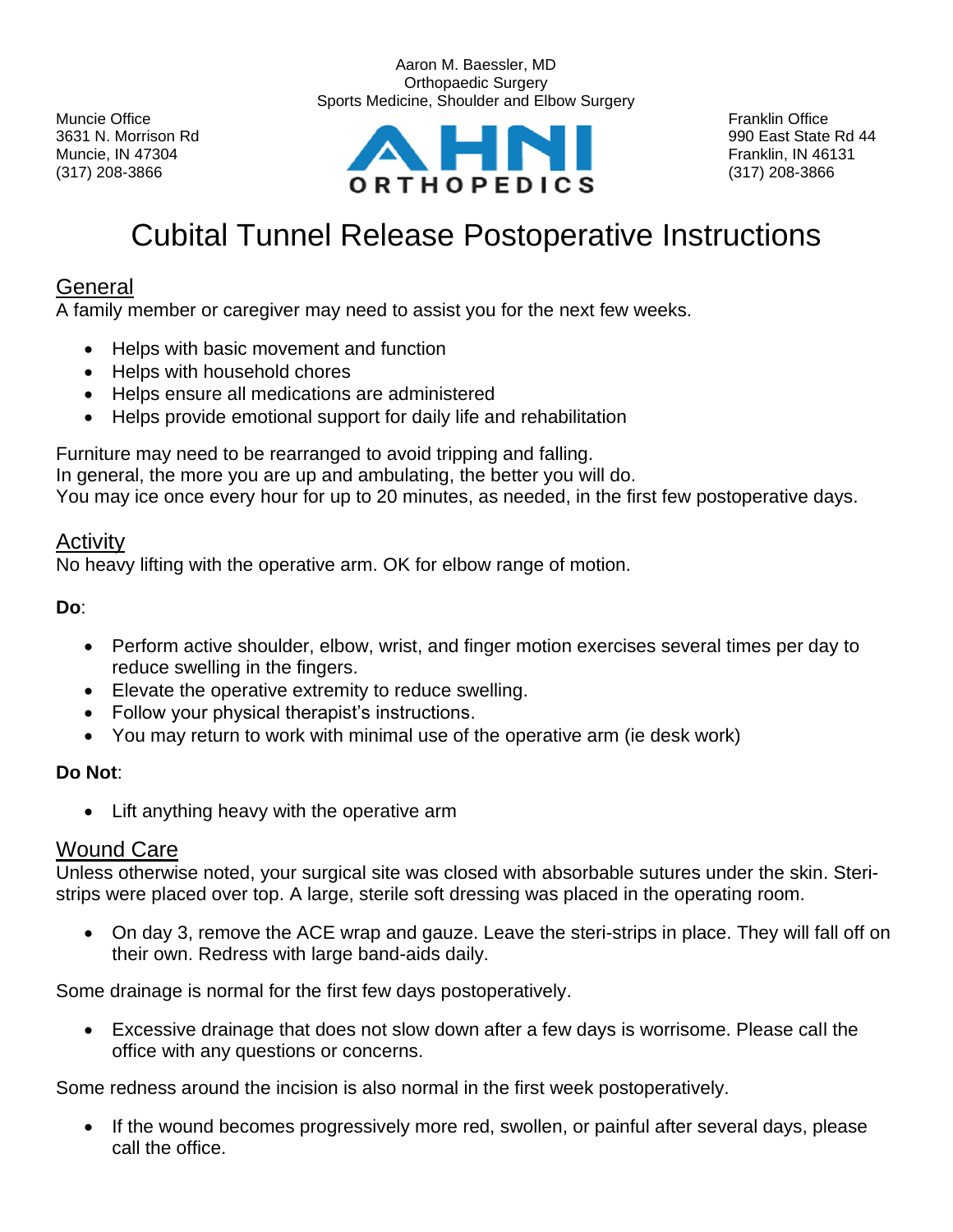Aaron M. Baessler, MD
Orthopaedic Surgery
Sports Medicine, Shoulder and Elbow Surgery

Muncie Office
3631 N. Morrison Rd
Muncie, IN 47304
(317) 208-3866

AHNI ORTHOPEDICS

Franklin Office
990 East State Rd 44
Franklin, IN 46131
(317) 208-3866

# Cubital Tunnel Release Postoperative Instructions

## General

A family member or caregiver may need to assist you for the next few weeks.

- Helps with basic movement and function
- Helps with household chores
- Helps ensure all medications are administered
- Helps provide emotional support for daily life and rehabilitation

Furniture may need to be rearranged to avoid tripping and falling.
In general, the more you are up and ambulating, the better you will do.
You may ice once every hour for up to 20 minutes, as needed, in the first few postoperative days.

## Activity

No heavy lifting with the operative arm. OK for elbow range of motion.

**Do**:

- Perform active shoulder, elbow, wrist, and finger motion exercises several times per day to reduce swelling in the fingers.
- Elevate the operative extremity to reduce swelling.
- Follow your physical therapist's instructions.
- You may return to work with minimal use of the operative arm (ie desk work)

**Do Not**:

- Lift anything heavy with the operative arm

## Wound Care

Unless otherwise noted, your surgical site was closed with absorbable sutures under the skin. Steri-strips were placed over top. A large, sterile soft dressing was placed in the operating room.

- On day 3, remove the ACE wrap and gauze. Leave the steri-strips in place. They will fall off on their own. Redress with large band-aids daily.

Some drainage is normal for the first few days postoperatively.

- Excessive drainage that does not slow down after a few days is worrisome. Please call the office with any questions or concerns.

Some redness around the incision is also normal in the first week postoperatively.

- If the wound becomes progressively more red, swollen, or painful after several days, please call the office.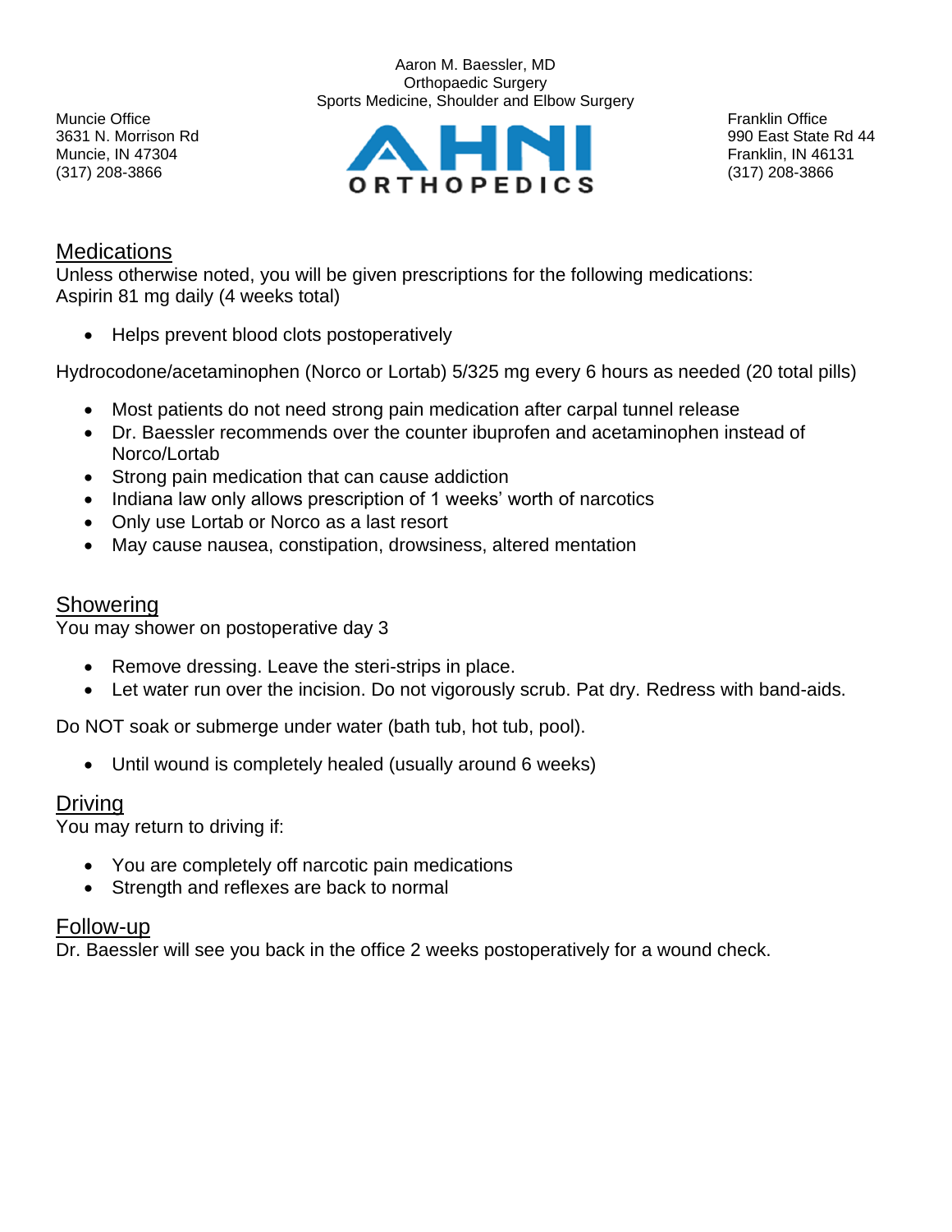Aaron M. Baessler, MD
Orthopaedic Surgery
Sports Medicine, Shoulder and Elbow Surgery

Muncie Office
3631 N. Morrison Rd
Muncie, IN 47304
(317) 208-3866

AHNI ORTHOPEDICS

Franklin Office
990 East State Rd 44
Franklin, IN 46131
(317) 208-3866

## Medications

Unless otherwise noted, you will be given prescriptions for the following medications:
Aspirin 81 mg daily (4 weeks total)

- Helps prevent blood clots postoperatively

Hydrocodone/acetaminophen (Norco or Lortab) 5/325 mg every 6 hours as needed (20 total pills)

- Most patients do not need strong pain medication after carpal tunnel release
- Dr. Baessler recommends over the counter ibuprofen and acetaminophen instead of Norco/Lortab
- Strong pain medication that can cause addiction
- Indiana law only allows prescription of 1 weeks' worth of narcotics
- Only use Lortab or Norco as a last resort
- May cause nausea, constipation, drowsiness, altered mentation

## Showering

You may shower on postoperative day 3

- Remove dressing. Leave the steri-strips in place.
- Let water run over the incision. Do not vigorously scrub. Pat dry. Redress with band-aids.

Do NOT soak or submerge under water (bath tub, hot tub, pool).

- Until wound is completely healed (usually around 6 weeks)

## Driving

You may return to driving if:

- You are completely off narcotic pain medications
- Strength and reflexes are back to normal

## Follow-up

Dr. Baessler will see you back in the office 2 weeks postoperatively for a wound check.